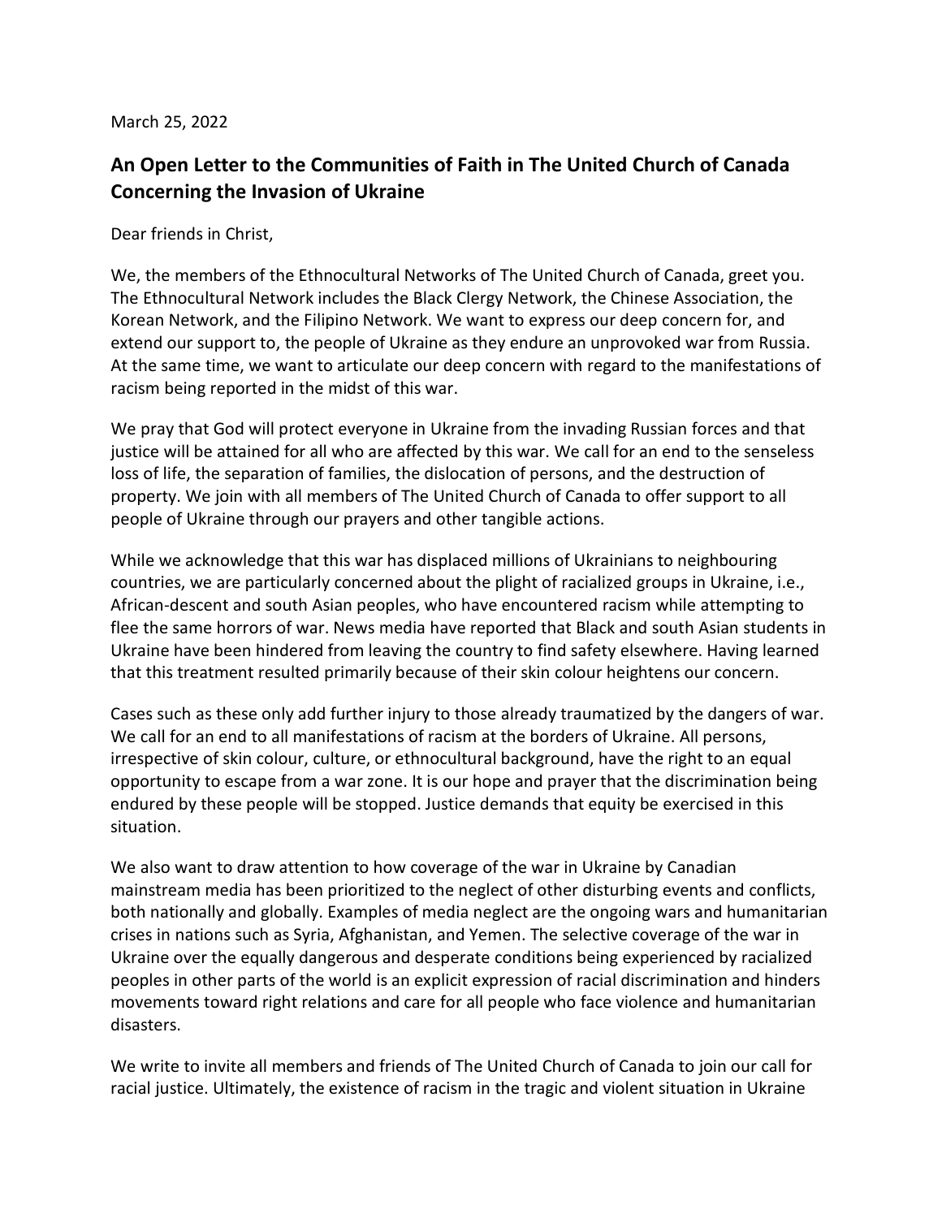March 25, 2022

## An Open Letter to the Communities of Faith in The United Church of Canada Concerning the Invasion of Ukraine

Dear friends in Christ,

We, the members of the Ethnocultural Networks of The United Church of Canada, greet you. The Ethnocultural Network includes the Black Clergy Network, the Chinese Association, the Korean Network, and the Filipino Network. We want to express our deep concern for, and extend our support to, the people of Ukraine as they endure an unprovoked war from Russia. At the same time, we want to articulate our deep concern with regard to the manifestations of racism being reported in the midst of this war.

We pray that God will protect everyone in Ukraine from the invading Russian forces and that justice will be attained for all who are affected by this war. We call for an end to the senseless loss of life, the separation of families, the dislocation of persons, and the destruction of property. We join with all members of The United Church of Canada to offer support to all people of Ukraine through our prayers and other tangible actions.

While we acknowledge that this war has displaced millions of Ukrainians to neighbouring countries, we are particularly concerned about the plight of racialized groups in Ukraine, i.e., African-descent and south Asian peoples, who have encountered racism while attempting to flee the same horrors of war. News media have reported that Black and south Asian students in Ukraine have been hindered from leaving the country to find safety elsewhere. Having learned that this treatment resulted primarily because of their skin colour heightens our concern.

Cases such as these only add further injury to those already traumatized by the dangers of war. We call for an end to all manifestations of racism at the borders of Ukraine. All persons, irrespective of skin colour, culture, or ethnocultural background, have the right to an equal opportunity to escape from a war zone. It is our hope and prayer that the discrimination being endured by these people will be stopped. Justice demands that equity be exercised in this situation.

We also want to draw attention to how coverage of the war in Ukraine by Canadian mainstream media has been prioritized to the neglect of other disturbing events and conflicts, both nationally and globally. Examples of media neglect are the ongoing wars and humanitarian crises in nations such as Syria, Afghanistan, and Yemen. The selective coverage of the war in Ukraine over the equally dangerous and desperate conditions being experienced by racialized peoples in other parts of the world is an explicit expression of racial discrimination and hinders movements toward right relations and care for all people who face violence and humanitarian disasters.

We write to invite all members and friends of The United Church of Canada to join our call for racial justice. Ultimately, the existence of racism in the tragic and violent situation in Ukraine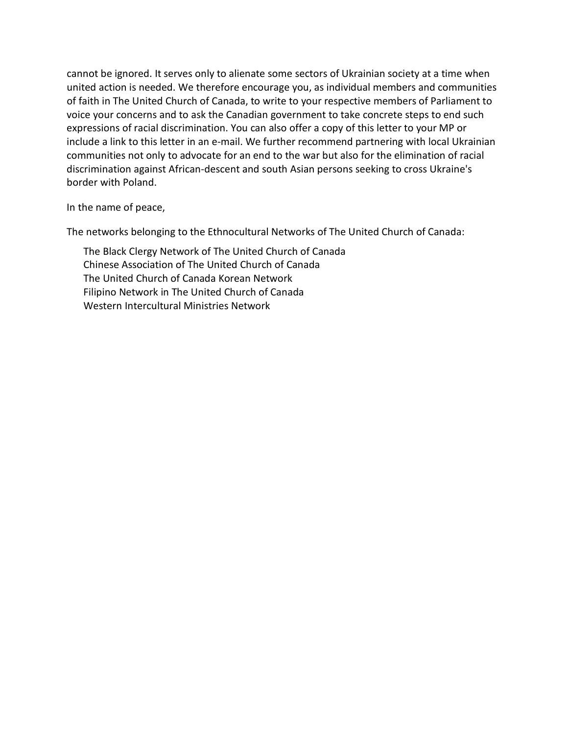cannot be ignored. It serves only to alienate some sectors of Ukrainian society at a time when united action is needed. We therefore encourage you, as individual members and communities of faith in The United Church of Canada, to write to your respective members of Parliament to voice your concerns and to ask the Canadian government to take concrete steps to end such expressions of racial discrimination. You can also offer a copy of this letter to your MP or include a link to this letter in an e-mail. We further recommend partnering with local Ukrainian communities not only to advocate for an end to the war but also for the elimination of racial discrimination against African-descent and south Asian persons seeking to cross Ukraine's border with Poland.

In the name of peace,

The networks belonging to the Ethnocultural Networks of The United Church of Canada:

The Black Clergy Network of The United Church of Canada
Chinese Association of The United Church of Canada
The United Church of Canada Korean Network
Filipino Network in The United Church of Canada
Western Intercultural Ministries Network